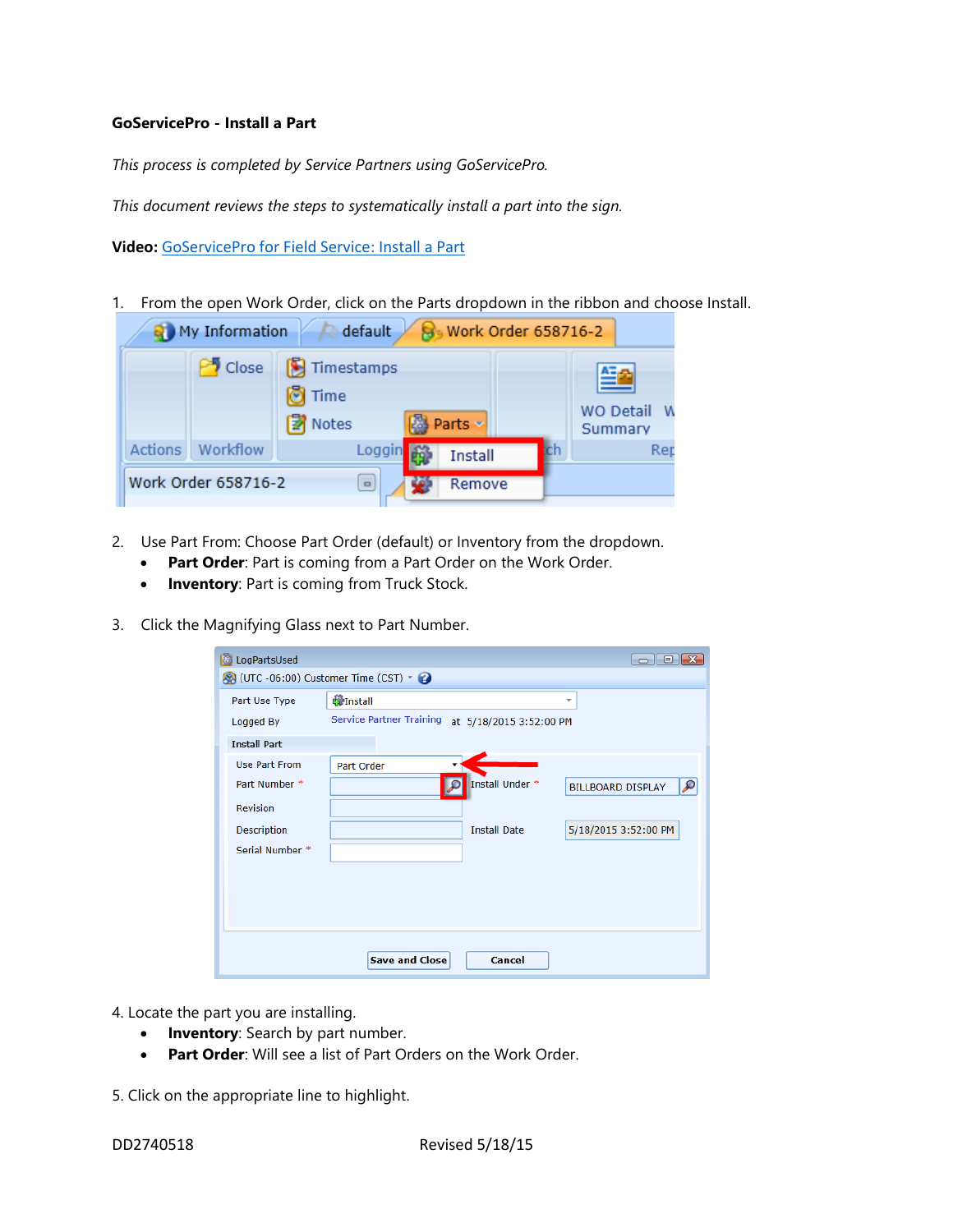**GoServicePro - Install a Part**

*This process is completed by Service Partners using GoServicePro.*

*This document reviews the steps to systematically install a part into the sign.*

**Video:** GoServicePro for Field Service: Install a Part

1. From the open Work Order, click on the Parts dropdown in the ribbon and choose Install.

2. Use Part From: Choose Part Order (default) or Inventory from the dropdown.
   - **Part Order**: Part is coming from a Part Order on the Work Order.
   - **Inventory**: Part is coming from Truck Stock.

3. Click the Magnifying Glass next to Part Number.

4. Locate the part you are installing.
   - **Inventory**: Search by part number.
   - **Part Order**: Will see a list of Part Orders on the Work Order.

5. Click on the appropriate line to highlight.

DD2740518 Revised 5/18/15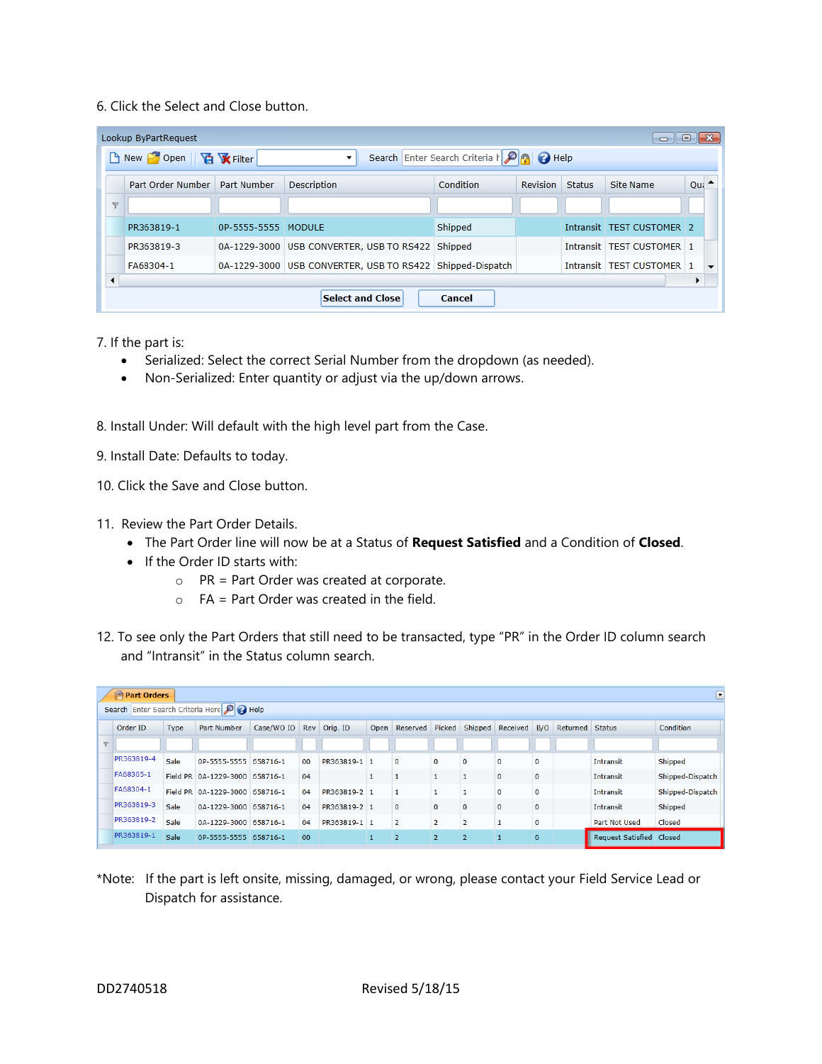6. Click the Select and Close button.

Lookup ByPartRequest

| Part Order Number | Part Number | Description | Condition | Revision | Status | Site Name | Qu |
|---|---|---|---|---|---|---|---|
| PR363819-1 | 0P-5555-5555 | MODULE | Shipped | | Intransit | TEST CUSTOMER | 2 |
| PR363819-3 | 0A-1229-3000 | USB CONVERTER, USB TO RS422 | Shipped | | Intransit | TEST CUSTOMER | 1 |
| FA68304-1 | 0A-1229-3000 | USB CONVERTER, USB TO RS422 | Shipped-Dispatch | | Intransit | TEST CUSTOMER | 1 |

Select and Close | Cancel

7. If the part is:
   - Serialized: Select the correct Serial Number from the dropdown (as needed).
   - Non-Serialized: Enter quantity or adjust via the up/down arrows.

8. Install Under: Will default with the high level part from the Case.

9. Install Date: Defaults to today.

10. Click the Save and Close button.

11. Review the Part Order Details.
    - The Part Order line will now be at a Status of **Request Satisfied** and a Condition of **Closed**.
    - If the Order ID starts with:
      - PR = Part Order was created at corporate.
      - FA = Part Order was created in the field.

12. To see only the Part Orders that still need to be transacted, type "PR" in the Order ID column search and "Intransit" in the Status column search.

Part Orders

| Order ID | Type | Part Number | Case/WO ID | Rev | Orig. ID | Open | Reserved | Picked | Shipped | Received | B/O | Returned | Status | Condition |
|---|---|---|---|---|---|---|---|---|---|---|---|---|---|---|
| PR363819-4 | Sale | 0P-5555-5555 | 658716-1 | 00 | PR363819-1 | 1 | 0 | 0 | 0 | 0 | 0 | | Intransit | Shipped |
| FA68305-1 | Field PR | 0A-1229-3000 | 658716-1 | 04 | | 1 | 1 | 1 | 1 | 0 | 0 | | Intransit | Shipped-Dispatch |
| FA68304-1 | Field PR | 0A-1229-3000 | 658716-1 | 04 | PR363819-2 | 1 | 1 | 1 | 1 | 0 | 0 | | Intransit | Shipped-Dispatch |
| PR363819-3 | Sale | 0A-1229-3000 | 658716-1 | 04 | PR363819-2 | 1 | 0 | 0 | 0 | 0 | 0 | | Intransit | Shipped |
| PR363819-2 | Sale | 0A-1229-3000 | 658716-1 | 04 | PR363819-1 | 1 | 2 | 2 | 2 | 1 | 0 | | Part Not Used | Closed |
| PR363819-1 | Sale | 0P-5555-5555 | 658716-1 | 00 | | 1 | 2 | 2 | 2 | 1 | 0 | | Request Satisfied | Closed |

*Note: If the part is left onsite, missing, damaged, or wrong, please contact your Field Service Lead or Dispatch for assistance.